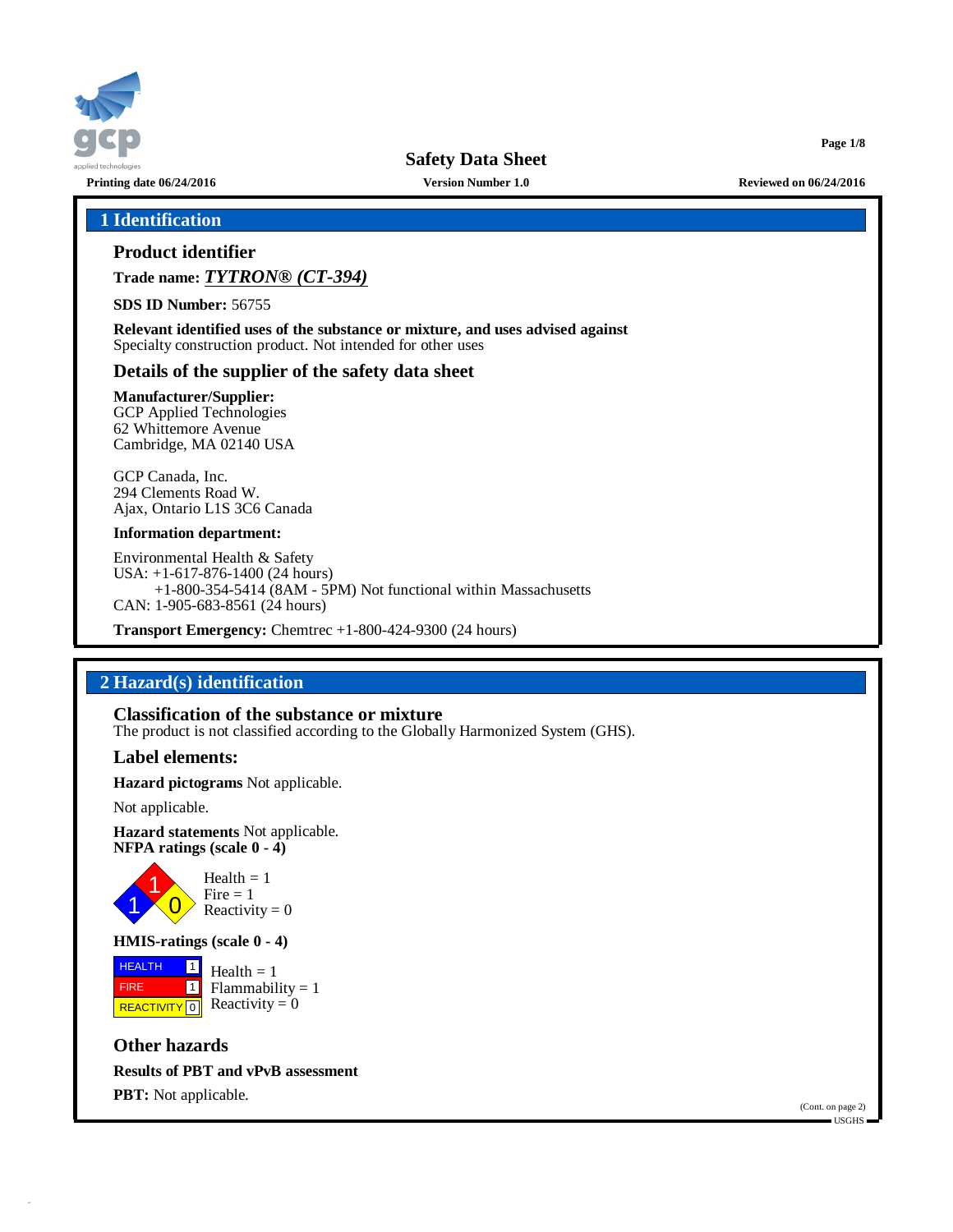# Safety Data Sheet

**Printing date 06/24/2016** **Version Number 1.0** **Reviewed on 06/24/2016**

## 1 Identification

### Product identifier

**Trade name:** ***TYTRON® (CT-394)***

**SDS ID Number:** 56755

**Relevant identified uses of the substance or mixture, and uses advised against**
Specialty construction product. Not intended for other uses

### Details of the supplier of the safety data sheet

**Manufacturer/Supplier:**
GCP Applied Technologies
62 Whittemore Avenue
Cambridge, MA 02140 USA

GCP Canada, Inc.
294 Clements Road W.
Ajax, Ontario L1S 3C6 Canada

**Information department:**

Environmental Health & Safety
USA: +1-617-876-1400 (24 hours)
+1-800-354-5414 (8AM - 5PM) Not functional within Massachusetts
CAN: 1-905-683-8561 (24 hours)

**Transport Emergency:** Chemtrec +1-800-424-9300 (24 hours)

## 2 Hazard(s) identification

### Classification of the substance or mixture

The product is not classified according to the Globally Harmonized System (GHS).

### Label elements:

**Hazard pictograms** Not applicable.

Not applicable.

**Hazard statements** Not applicable.

**NFPA ratings (scale 0 - 4)**

Health = 1
Fire = 1
Reactivity = 0

**HMIS-ratings (scale 0 - 4)**

| HMIS | Rating |
|---|---|
| HEALTH | 1 |
| FIRE | 1 |
| REACTIVITY | 0 |

Health = 1
Flammability = 1
Reactivity = 0

### Other hazards

**Results of PBT and vPvB assessment**

**PBT:** Not applicable.

(Cont. on page 2)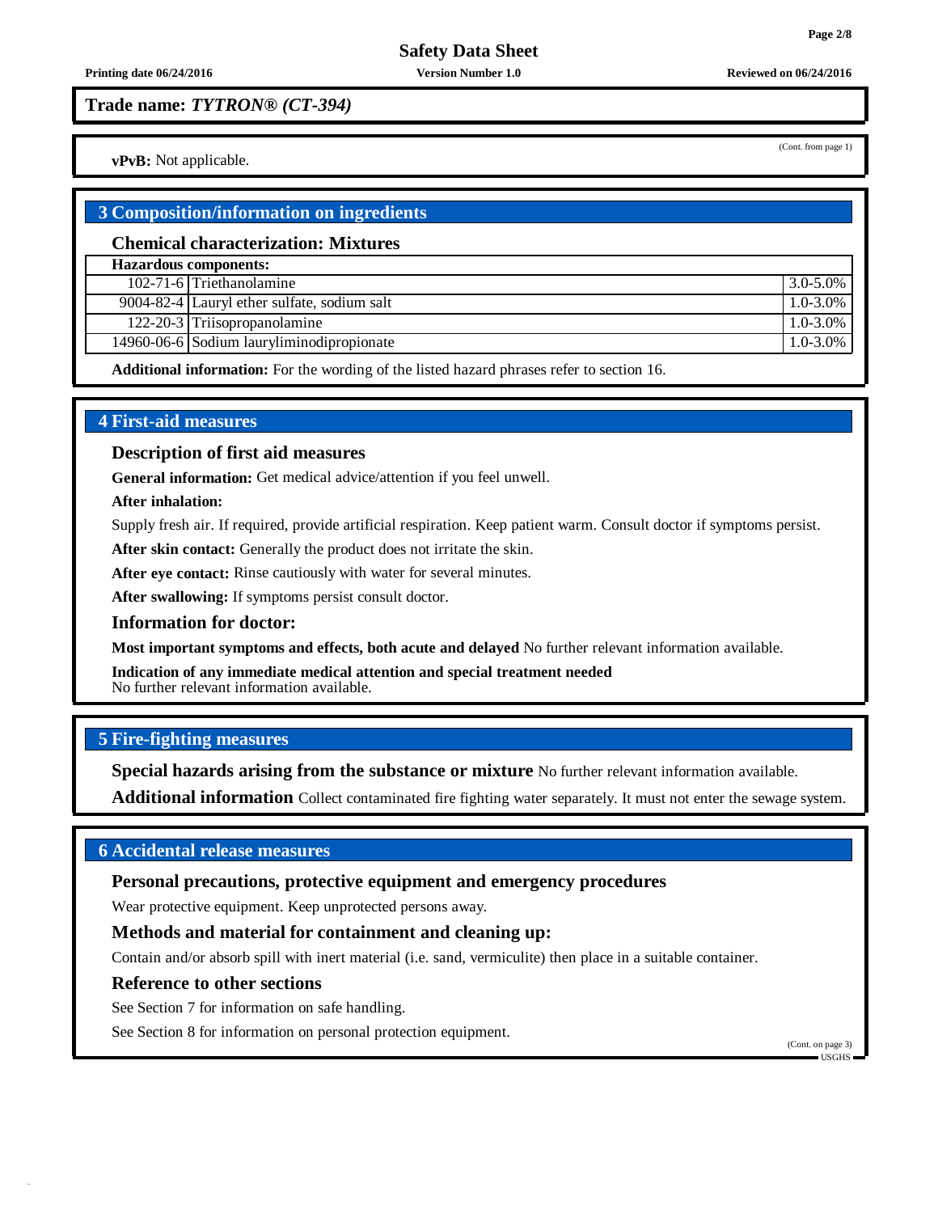**Trade name:** ***TYTRON® (CT-394)***

(Cont. from page 1)

**vPvB:** Not applicable.

## 3 Composition/information on ingredients

### Chemical characterization: Mixtures

| Hazardous components: | | |
|---|---|---|
| 102-71-6 | Triethanolamine | 3.0-5.0% |
| 9004-82-4 | Lauryl ether sulfate, sodium salt | 1.0-3.0% |
| 122-20-3 | Triisopropanolamine | 1.0-3.0% |
| 14960-06-6 | Sodium lauryliminodipropionate | 1.0-3.0% |

**Additional information:** For the wording of the listed hazard phrases refer to section 16.

## 4 First-aid measures

### Description of first aid measures

**General information:** Get medical advice/attention if you feel unwell.

**After inhalation:**

Supply fresh air. If required, provide artificial respiration. Keep patient warm. Consult doctor if symptoms persist.

**After skin contact:** Generally the product does not irritate the skin.

**After eye contact:** Rinse cautiously with water for several minutes.

**After swallowing:** If symptoms persist consult doctor.

### Information for doctor:

**Most important symptoms and effects, both acute and delayed** No further relevant information available.

**Indication of any immediate medical attention and special treatment needed**
No further relevant information available.

## 5 Fire-fighting measures

**Special hazards arising from the substance or mixture** No further relevant information available.

**Additional information** Collect contaminated fire fighting water separately. It must not enter the sewage system.

## 6 Accidental release measures

### Personal precautions, protective equipment and emergency procedures

Wear protective equipment. Keep unprotected persons away.

### Methods and material for containment and cleaning up:

Contain and/or absorb spill with inert material (i.e. sand, vermiculite) then place in a suitable container.

### Reference to other sections

See Section 7 for information on safe handling.

See Section 8 for information on personal protection equipment.

(Cont. on page 3)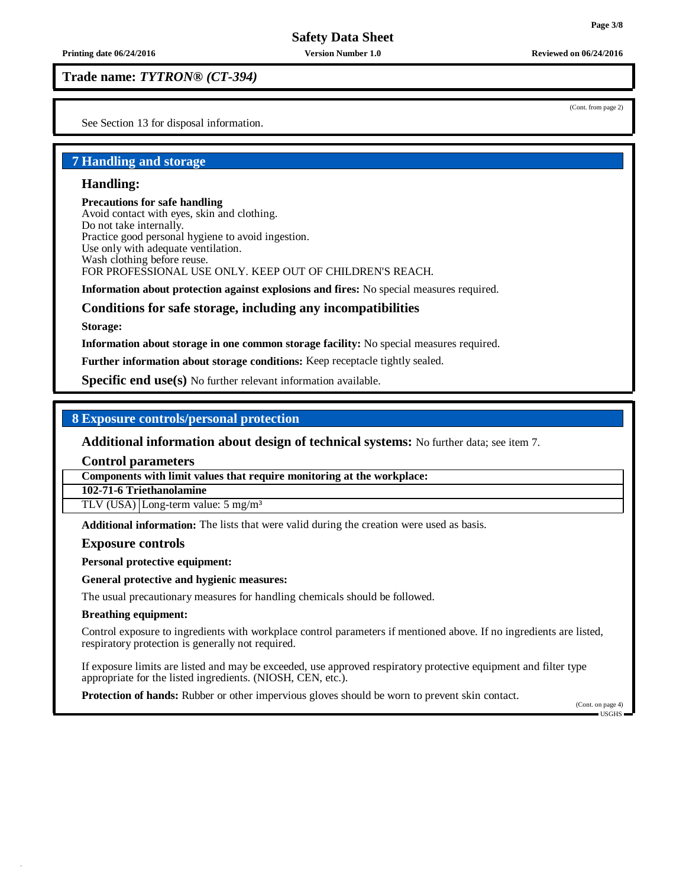**Trade name:** ***TYTRON® (CT-394)***

(Cont. from page 2)

See Section 13 for disposal information.

## 7 Handling and storage

### Handling:

**Precautions for safe handling**
Avoid contact with eyes, skin and clothing.
Do not take internally.
Practice good personal hygiene to avoid ingestion.
Use only with adequate ventilation.
Wash clothing before reuse.
FOR PROFESSIONAL USE ONLY. KEEP OUT OF CHILDREN'S REACH.

**Information about protection against explosions and fires:** No special measures required.

### Conditions for safe storage, including any incompatibilities

**Storage:**

**Information about storage in one common storage facility:** No special measures required.

**Further information about storage conditions:** Keep receptacle tightly sealed.

**Specific end use(s)** No further relevant information available.

## 8 Exposure controls/personal protection

**Additional information about design of technical systems:** No further data; see item 7.

### Control parameters

| Components with limit values that require monitoring at the workplace: | |
|---|---|
| **102-71-6 Triethanolamine** | |
| TLV (USA) | Long-term value: 5 mg/m³ |

**Additional information:** The lists that were valid during the creation were used as basis.

### Exposure controls

**Personal protective equipment:**

**General protective and hygienic measures:**

The usual precautionary measures for handling chemicals should be followed.

**Breathing equipment:**

Control exposure to ingredients with workplace control parameters if mentioned above. If no ingredients are listed, respiratory protection is generally not required.

If exposure limits are listed and may be exceeded, use approved respiratory protective equipment and filter type appropriate for the listed ingredients. (NIOSH, CEN, etc.).

**Protection of hands:** Rubber or other impervious gloves should be worn to prevent skin contact.

(Cont. on page 4)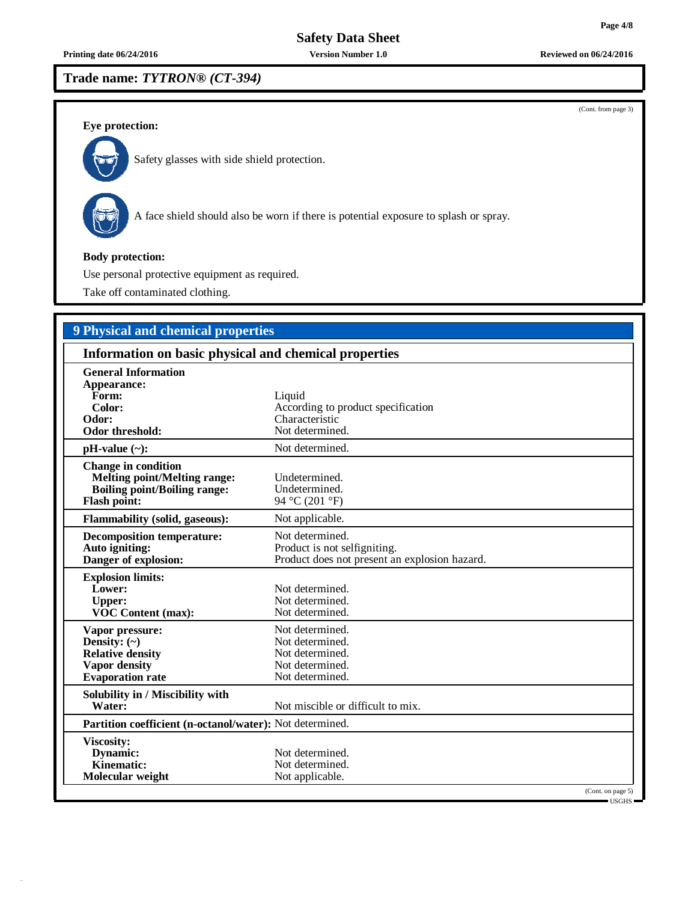**Trade name: *TYTRON® (CT-394)***

(Cont. from page 3)

**Eye protection:**

Safety glasses with side shield protection.

A face shield should also be worn if there is potential exposure to splash or spray.

**Body protection:**

Use personal protective equipment as required.

Take off contaminated clothing.

## 9 Physical and chemical properties

### Information on basic physical and chemical properties

| | |
|---|---|
| **General Information** | |
| **Appearance:** | |
| **Form:** | Liquid |
| **Color:** | According to product specification |
| **Odor:** | Characteristic |
| **Odor threshold:** | Not determined. |
| **pH-value (~):** | Not determined. |
| **Change in condition** | |
| **Melting point/Melting range:** | Undetermined. |
| **Boiling point/Boiling range:** | Undetermined. |
| **Flash point:** | 94 °C (201 °F) |
| **Flammability (solid, gaseous):** | Not applicable. |
| **Decomposition temperature:** | Not determined. |
| **Auto igniting:** | Product is not selfigniting. |
| **Danger of explosion:** | Product does not present an explosion hazard. |
| **Explosion limits:** | |
| **Lower:** | Not determined. |
| **Upper:** | Not determined. |
| **VOC Content (max):** | Not determined. |
| **Vapor pressure:** | Not determined. |
| **Density: (~)** | Not determined. |
| **Relative density** | Not determined. |
| **Vapor density** | Not determined. |
| **Evaporation rate** | Not determined. |
| **Solubility in / Miscibility with** | |
| **Water:** | Not miscible or difficult to mix. |
| **Partition coefficient (n-octanol/water):** | Not determined. |
| **Viscosity:** | |
| **Dynamic:** | Not determined. |
| **Kinematic:** | Not determined. |
| **Molecular weight** | Not applicable. |

(Cont. on page 5)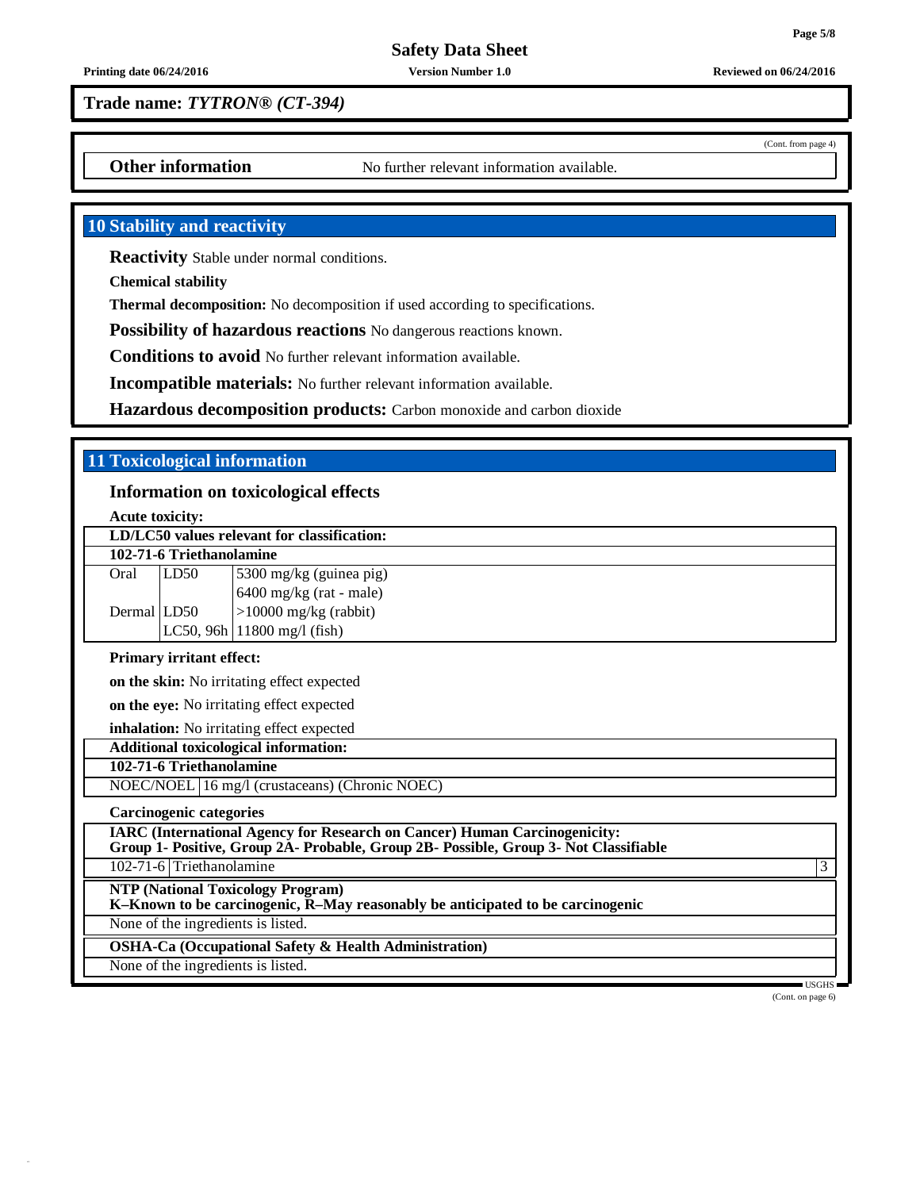**Trade name:** ***TYTRON® (CT-394)***

(Cont. from page 4)

**Other information** No further relevant information available.

## 10 Stability and reactivity

**Reactivity** Stable under normal conditions.

**Chemical stability**

**Thermal decomposition:** No decomposition if used according to specifications.

**Possibility of hazardous reactions** No dangerous reactions known.

**Conditions to avoid** No further relevant information available.

**Incompatible materials:** No further relevant information available.

**Hazardous decomposition products:** Carbon monoxide and carbon dioxide

## 11 Toxicological information

### Information on toxicological effects

**Acute toxicity:**

| **LD/LC50 values relevant for classification:** | | |
|---|---|---|
| **102-71-6 Triethanolamine** | | |
| Oral | LD50 | 5300 mg/kg (guinea pig) |
| | | 6400 mg/kg (rat - male) |
| Dermal | LD50 | >10000 mg/kg (rabbit) |
| | LC50, 96h | 11800 mg/l (fish) |

**Primary irritant effect:**

**on the skin:** No irritating effect expected

**on the eye:** No irritating effect expected

**inhalation:** No irritating effect expected

| **Additional toxicological information:** | |
|---|---|
| **102-71-6 Triethanolamine** | |
| NOEC/NOEL | 16 mg/l (crustaceans) (Chronic NOEC) |

**Carcinogenic categories**

| **IARC (International Agency for Research on Cancer) Human Carcinogenicity: Group 1- Positive, Group 2A- Probable, Group 2B- Possible, Group 3- Not Classifiable** | | |
|---|---|---|
| 102-71-6 | Triethanolamine | 3 |

| **NTP (National Toxicology Program) K–Known to be carcinogenic, R–May reasonably be anticipated to be carcinogenic** |
|---|
| None of the ingredients is listed. |

| **OSHA-Ca (Occupational Safety & Health Administration)** |
|---|
| None of the ingredients is listed. |

(Cont. on page 6)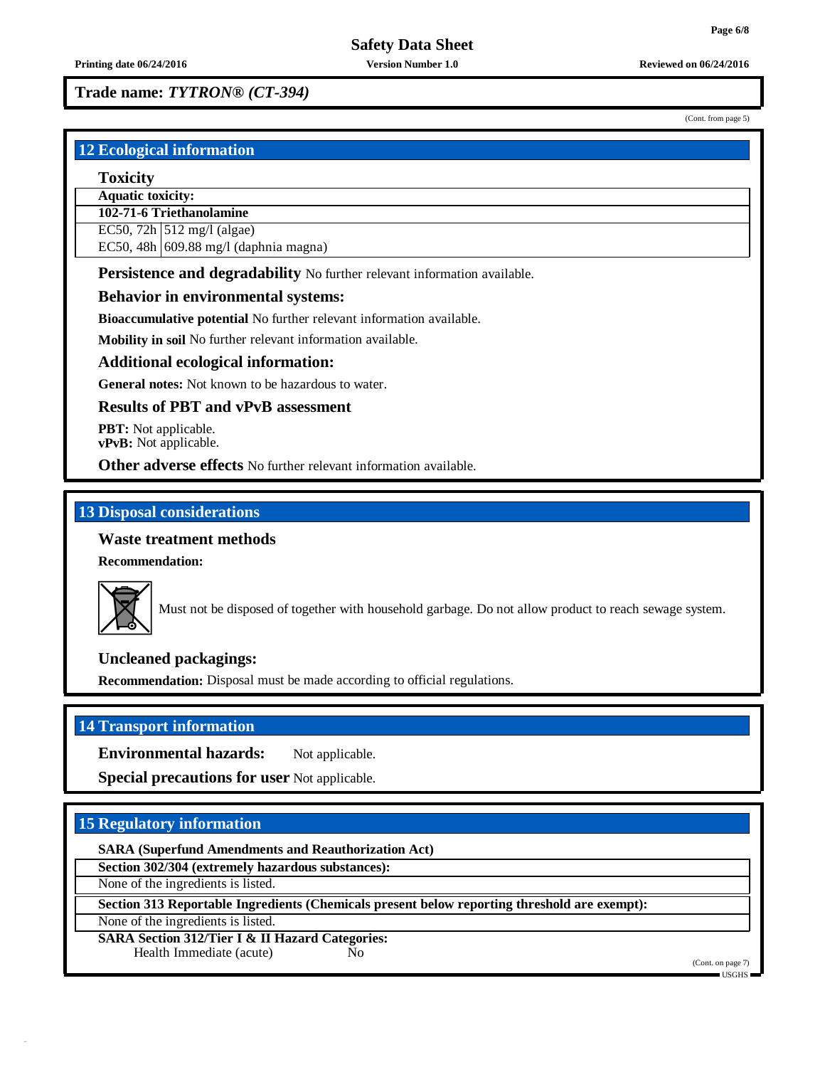Trade name: *TYTRON® (CT-394)*

(Cont. from page 5)

## 12 Ecological information

### Toxicity

| Aquatic toxicity: | |
|---|---|
| **102-71-6 Triethanolamine** | |
| EC50, 72h | 512 mg/l (algae) |
| EC50, 48h | 609.88 mg/l (daphnia magna) |

**Persistence and degradability** No further relevant information available.

### Behavior in environmental systems:

**Bioaccumulative potential** No further relevant information available.

**Mobility in soil** No further relevant information available.

### Additional ecological information:

**General notes:** Not known to be hazardous to water.

### Results of PBT and vPvB assessment

**PBT:** Not applicable.
**vPvB:** Not applicable.

**Other adverse effects** No further relevant information available.

## 13 Disposal considerations

### Waste treatment methods

**Recommendation:**

Must not be disposed of together with household garbage. Do not allow product to reach sewage system.

### Uncleaned packagings:

**Recommendation:** Disposal must be made according to official regulations.

## 14 Transport information

**Environmental hazards:** Not applicable.

**Special precautions for user** Not applicable.

## 15 Regulatory information

**SARA (Superfund Amendments and Reauthorization Act)**

| Section 302/304 (extremely hazardous substances): |
|---|
| None of the ingredients is listed. |

| Section 313 Reportable Ingredients (Chemicals present below reporting threshold are exempt): |
|---|
| None of the ingredients is listed. |

**SARA Section 312/Tier I & II Hazard Categories:**

Health Immediate (acute) No

(Cont. on page 7)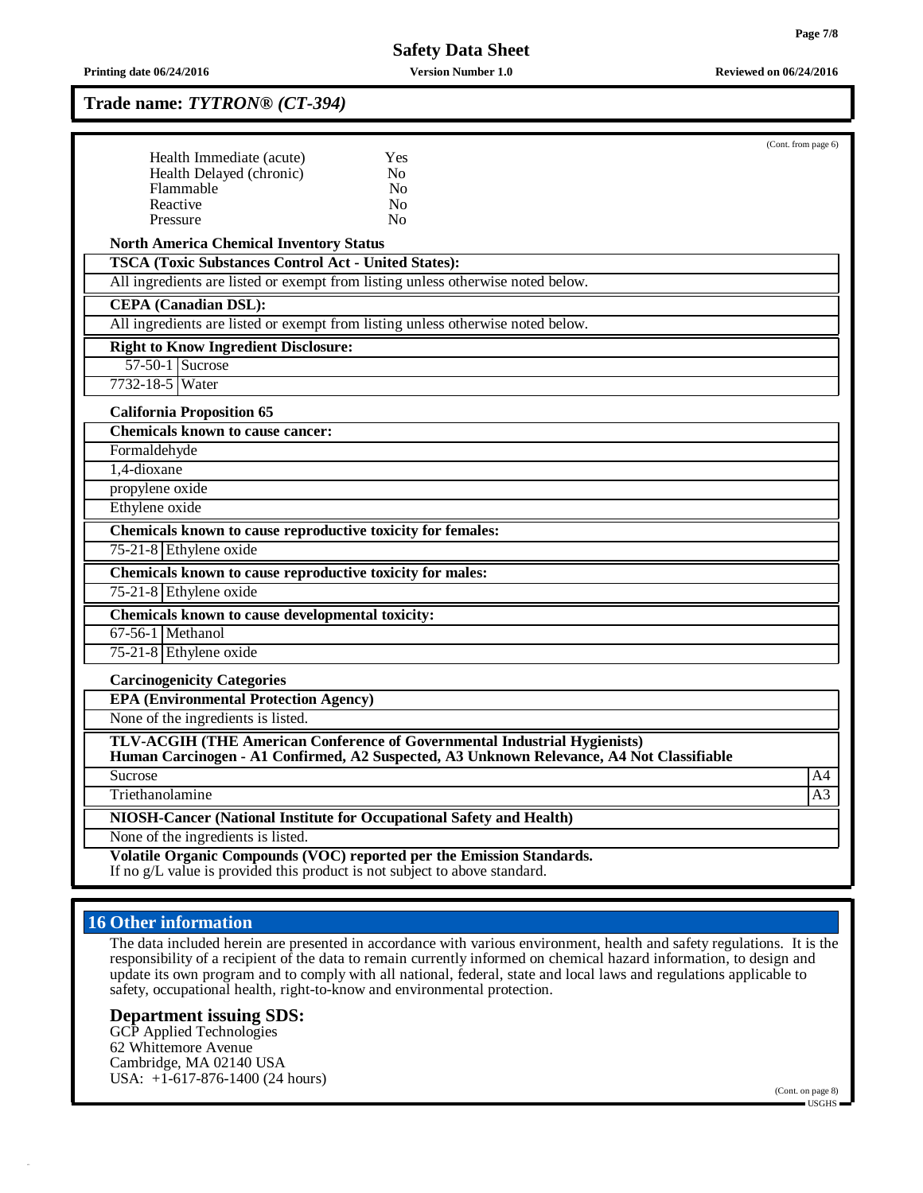## Trade name: *TYTRON® (CT-394)*

(Cont. from page 6)

| | |
|---|---|
| Health Immediate (acute) | Yes |
| Health Delayed (chronic) | No |
| Flammable | No |
| Reactive | No |
| Pressure | No |

**North America Chemical Inventory Status**

**TSCA (Toxic Substances Control Act - United States):**

All ingredients are listed or exempt from listing unless otherwise noted below.

**CEPA (Canadian DSL):**

All ingredients are listed or exempt from listing unless otherwise noted below.

**Right to Know Ingredient Disclosure:**

| | |
|---|---|
| 57-50-1 | Sucrose |
| 7732-18-5 | Water |

**California Proposition 65**

**Chemicals known to cause cancer:**

Formaldehyde

1,4-dioxane

propylene oxide

Ethylene oxide

**Chemicals known to cause reproductive toxicity for females:**

| | |
|---|---|
| 75-21-8 | Ethylene oxide |

**Chemicals known to cause reproductive toxicity for males:**

| | |
|---|---|
| 75-21-8 | Ethylene oxide |

**Chemicals known to cause developmental toxicity:**

| | |
|---|---|
| 67-56-1 | Methanol |
| 75-21-8 | Ethylene oxide |

**Carcinogenicity Categories**

**EPA (Environmental Protection Agency)**

None of the ingredients is listed.

**TLV-ACGIH (THE American Conference of Governmental Industrial Hygienists)**
**Human Carcinogen - A1 Confirmed, A2 Suspected, A3 Unknown Relevance, A4 Not Classifiable**

| | |
|---|---|
| Sucrose | A4 |
| Triethanolamine | A3 |

**NIOSH-Cancer (National Institute for Occupational Safety and Health)**

None of the ingredients is listed.

**Volatile Organic Compounds (VOC) reported per the Emission Standards.**
If no g/L value is provided this product is not subject to above standard.

## 16 Other information

The data included herein are presented in accordance with various environment, health and safety regulations. It is the responsibility of a recipient of the data to remain currently informed on chemical hazard information, to design and update its own program and to comply with all national, federal, state and local laws and regulations applicable to safety, occupational health, right-to-know and environmental protection.

### Department issuing SDS:

GCP Applied Technologies
62 Whittemore Avenue
Cambridge, MA 02140 USA
USA: +1-617-876-1400 (24 hours)

(Cont. on page 8)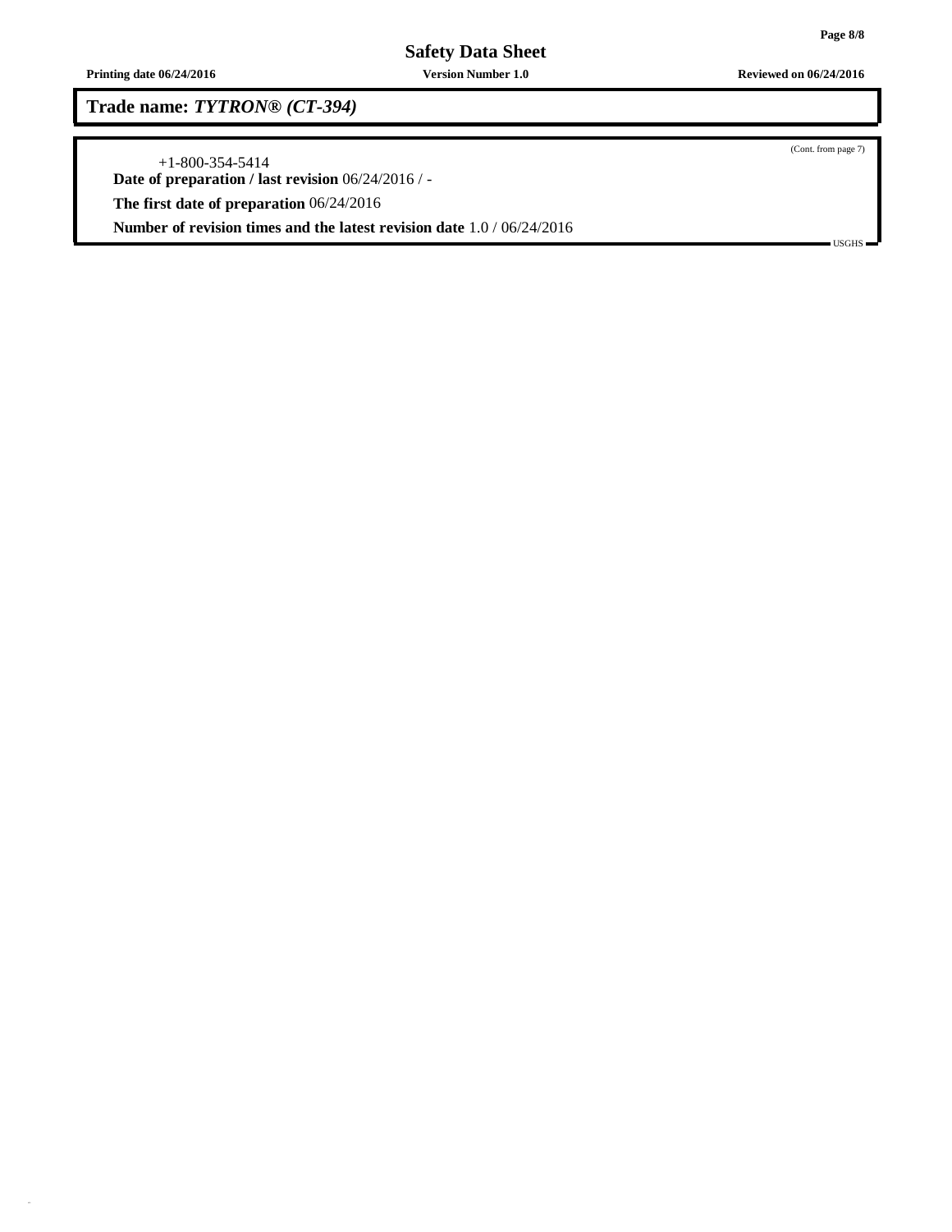(Cont. from page 7)

+1-800-354-5414

**Date of preparation / last revision** 06/24/2016 / -

**The first date of preparation** 06/24/2016

**Number of revision times and the latest revision date** 1.0 / 06/24/2016

USGHS